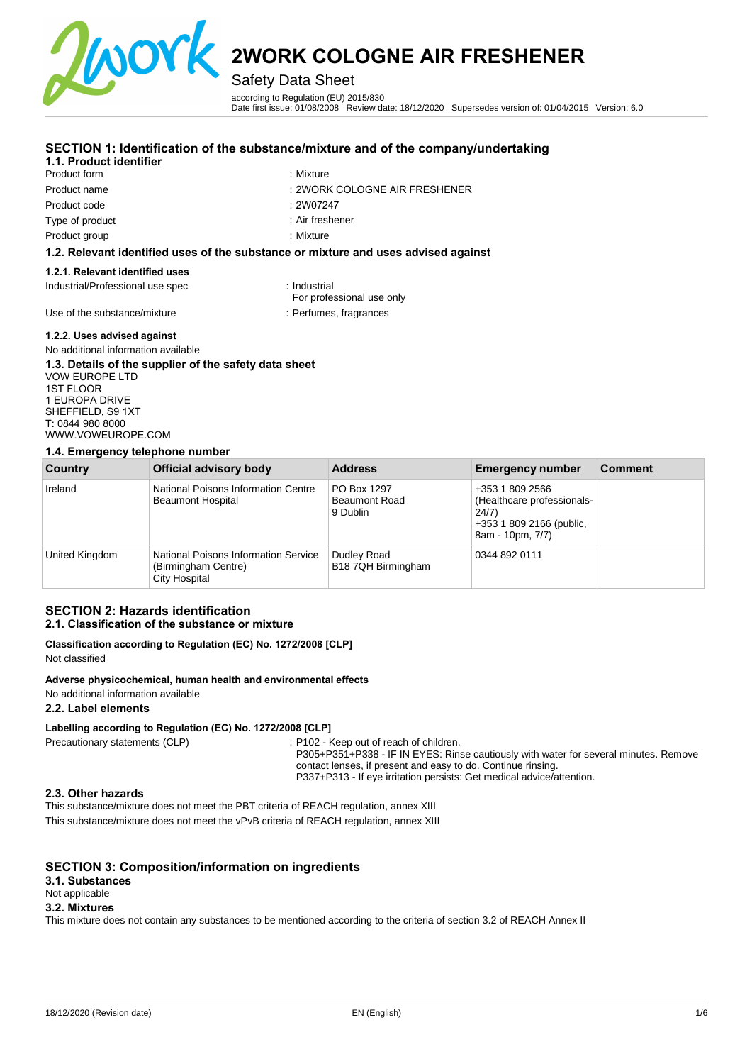# 2WORK COLOGNE AIR FRESHENER

Safety Data Sheet

according to Regulation (EU) 2015/830
Date first issue: 01/08/2008 Review date: 18/12/2020 Supersedes version of: 01/04/2015 Version: 6.0

## SECTION 1: Identification of the substance/mixture and of the company/undertaking

### 1.1. Product identifier

| | |
|---|---|
| Product form | : Mixture |
| Product name | : 2WORK COLOGNE AIR FRESHENER |
| Product code | : 2W07247 |
| Type of product | : Air freshener |
| Product group | : Mixture |

### 1.2. Relevant identified uses of the substance or mixture and uses advised against

#### 1.2.1. Relevant identified uses

| | |
|---|---|
| Industrial/Professional use spec | : Industrial<br>For professional use only |
| Use of the substance/mixture | : Perfumes, fragrances |

#### 1.2.2. Uses advised against

No additional information available

### 1.3. Details of the supplier of the safety data sheet

VOW EUROPE LTD
1ST FLOOR
1 EUROPA DRIVE
SHEFFIELD, S9 1XT
T: 0844 980 8000
WWW.VOWEUROPE.COM

### 1.4. Emergency telephone number

| Country | Official advisory body | Address | Emergency number | Comment |
|---|---|---|---|---|
| Ireland | National Poisons Information Centre Beaumont Hospital | PO Box 1297 Beaumont Road 9 Dublin | +353 1 809 2566 (Healthcare professionals-24/7) +353 1 809 2166 (public, 8am - 10pm, 7/7) | |
| United Kingdom | National Poisons Information Service (Birmingham Centre) City Hospital | Dudley Road B18 7QH Birmingham | 0344 892 0111 | |

## SECTION 2: Hazards identification

### 2.1. Classification of the substance or mixture

**Classification according to Regulation (EC) No. 1272/2008 [CLP]**

Not classified

**Adverse physicochemical, human health and environmental effects**

No additional information available

### 2.2. Label elements

**Labelling according to Regulation (EC) No. 1272/2008 [CLP]**

Precautionary statements (CLP) : P102 - Keep out of reach of children.
P305+P351+P338 - IF IN EYES: Rinse cautiously with water for several minutes. Remove contact lenses, if present and easy to do. Continue rinsing.
P337+P313 - If eye irritation persists: Get medical advice/attention.

### 2.3. Other hazards

This substance/mixture does not meet the PBT criteria of REACH regulation, annex XIII

This substance/mixture does not meet the vPvB criteria of REACH regulation, annex XIII

## SECTION 3: Composition/information on ingredients

### 3.1. Substances

Not applicable

### 3.2. Mixtures

This mixture does not contain any substances to be mentioned according to the criteria of section 3.2 of REACH Annex II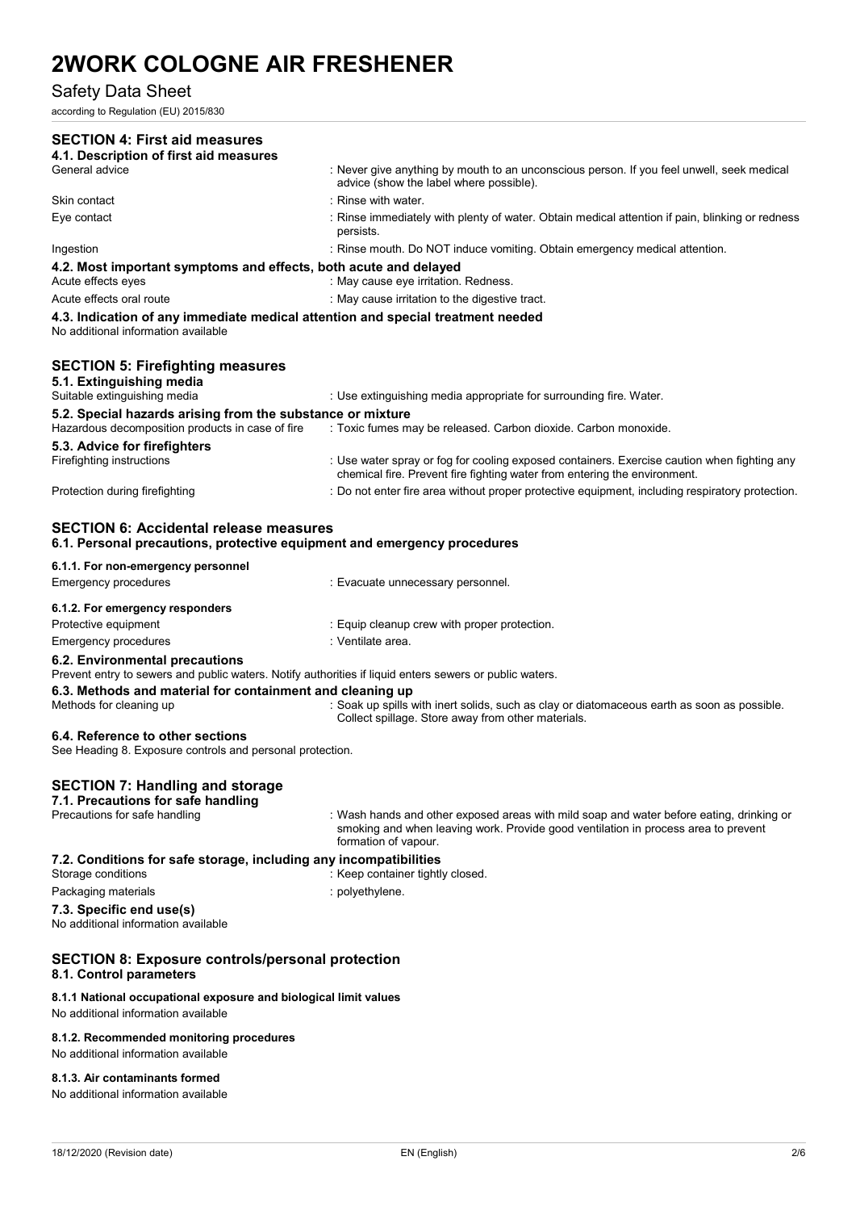## SECTION 4: First aid measures

### 4.1. Description of first aid measures

| | |
|---|---|
| General advice | : Never give anything by mouth to an unconscious person. If you feel unwell, seek medical advice (show the label where possible). |
| Skin contact | : Rinse with water. |
| Eye contact | : Rinse immediately with plenty of water. Obtain medical attention if pain, blinking or redness persists. |
| Ingestion | : Rinse mouth. Do NOT induce vomiting. Obtain emergency medical attention. |

### 4.2. Most important symptoms and effects, both acute and delayed

| | |
|---|---|
| Acute effects eyes | : May cause eye irritation. Redness. |
| Acute effects oral route | : May cause irritation to the digestive tract. |

### 4.3. Indication of any immediate medical attention and special treatment needed

No additional information available

## SECTION 5: Firefighting measures

### 5.1. Extinguishing media

| | |
|---|---|
| Suitable extinguishing media | : Use extinguishing media appropriate for surrounding fire. Water. |

### 5.2. Special hazards arising from the substance or mixture

| | |
|---|---|
| Hazardous decomposition products in case of fire | : Toxic fumes may be released. Carbon dioxide. Carbon monoxide. |

### 5.3. Advice for firefighters

| | |
|---|---|
| Firefighting instructions | : Use water spray or fog for cooling exposed containers. Exercise caution when fighting any chemical fire. Prevent fire fighting water from entering the environment. |
| Protection during firefighting | : Do not enter fire area without proper protective equipment, including respiratory protection. |

## SECTION 6: Accidental release measures

### 6.1. Personal precautions, protective equipment and emergency procedures

#### 6.1.1. For non-emergency personnel

| | |
|---|---|
| Emergency procedures | : Evacuate unnecessary personnel. |

#### 6.1.2. For emergency responders

| | |
|---|---|
| Protective equipment | : Equip cleanup crew with proper protection. |
| Emergency procedures | : Ventilate area. |

### 6.2. Environmental precautions

Prevent entry to sewers and public waters. Notify authorities if liquid enters sewers or public waters.

### 6.3. Methods and material for containment and cleaning up

| | |
|---|---|
| Methods for cleaning up | : Soak up spills with inert solids, such as clay or diatomaceous earth as soon as possible. Collect spillage. Store away from other materials. |

### 6.4. Reference to other sections

See Heading 8. Exposure controls and personal protection.

## SECTION 7: Handling and storage

### 7.1. Precautions for safe handling

| | |
|---|---|
| Precautions for safe handling | : Wash hands and other exposed areas with mild soap and water before eating, drinking or smoking and when leaving work. Provide good ventilation in process area to prevent formation of vapour. |

### 7.2. Conditions for safe storage, including any incompatibilities

| | |
|---|---|
| Storage conditions | : Keep container tightly closed. |
| Packaging materials | : polyethylene. |

### 7.3. Specific end use(s)

No additional information available

## SECTION 8: Exposure controls/personal protection

### 8.1. Control parameters

#### 8.1.1 National occupational exposure and biological limit values

No additional information available

#### 8.1.2. Recommended monitoring procedures

No additional information available

#### 8.1.3. Air contaminants formed

No additional information available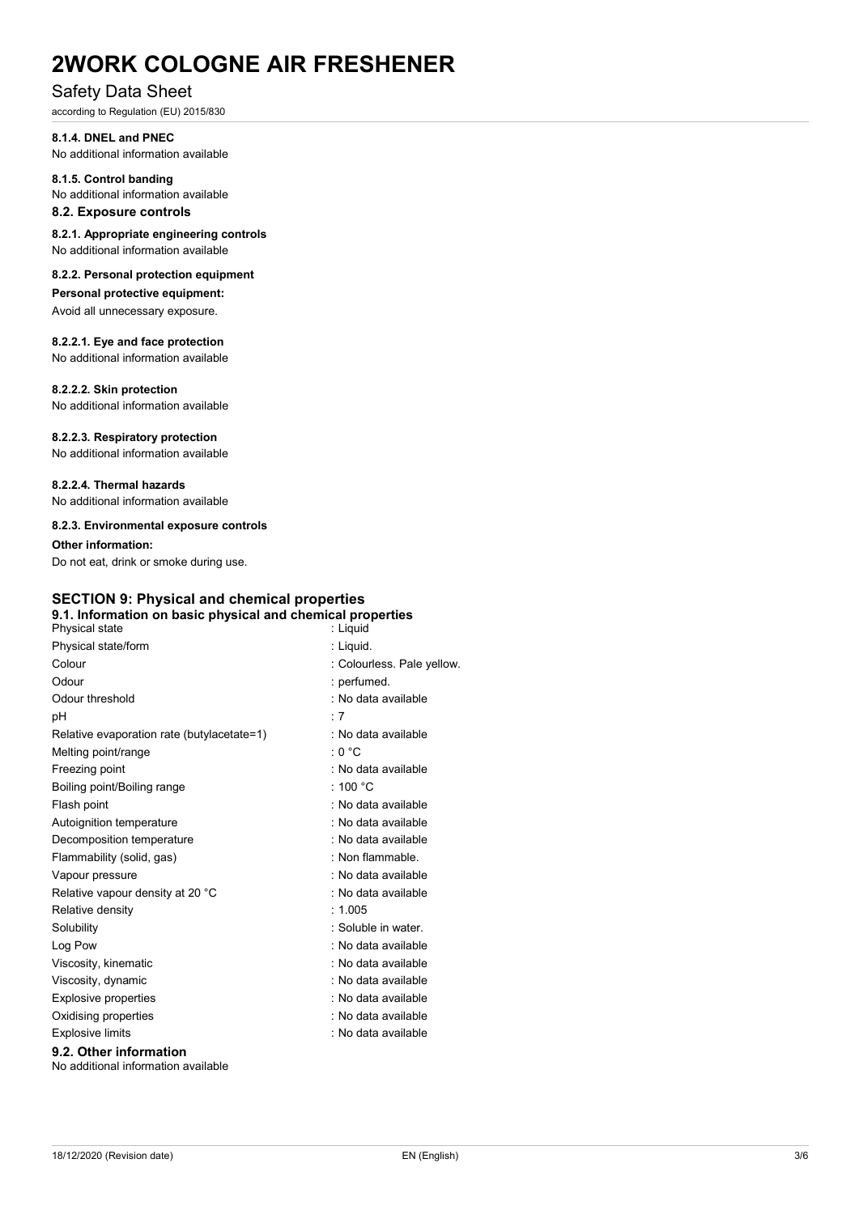#### 8.1.4. DNEL and PNEC

No additional information available

#### 8.1.5. Control banding

No additional information available

### 8.2. Exposure controls

#### 8.2.1. Appropriate engineering controls

No additional information available

#### 8.2.2. Personal protection equipment

**Personal protective equipment:**

Avoid all unnecessary exposure.

#### 8.2.2.1. Eye and face protection

No additional information available

#### 8.2.2.2. Skin protection

No additional information available

#### 8.2.2.3. Respiratory protection

No additional information available

#### 8.2.2.4. Thermal hazards

No additional information available

#### 8.2.3. Environmental exposure controls

**Other information:**

Do not eat, drink or smoke during use.

## SECTION 9: Physical and chemical properties

### 9.1. Information on basic physical and chemical properties

| Property | Value |
|---|---|
| Physical state | : Liquid |
| Physical state/form | : Liquid. |
| Colour | : Colourless. Pale yellow. |
| Odour | : perfumed. |
| Odour threshold | : No data available |
| pH | : 7 |
| Relative evaporation rate (butylacetate=1) | : No data available |
| Melting point/range | : 0 °C |
| Freezing point | : No data available |
| Boiling point/Boiling range | : 100 °C |
| Flash point | : No data available |
| Autoignition temperature | : No data available |
| Decomposition temperature | : No data available |
| Flammability (solid, gas) | : Non flammable. |
| Vapour pressure | : No data available |
| Relative vapour density at 20 °C | : No data available |
| Relative density | : 1.005 |
| Solubility | : Soluble in water. |
| Log Pow | : No data available |
| Viscosity, kinematic | : No data available |
| Viscosity, dynamic | : No data available |
| Explosive properties | : No data available |
| Oxidising properties | : No data available |
| Explosive limits | : No data available |

### 9.2. Other information

No additional information available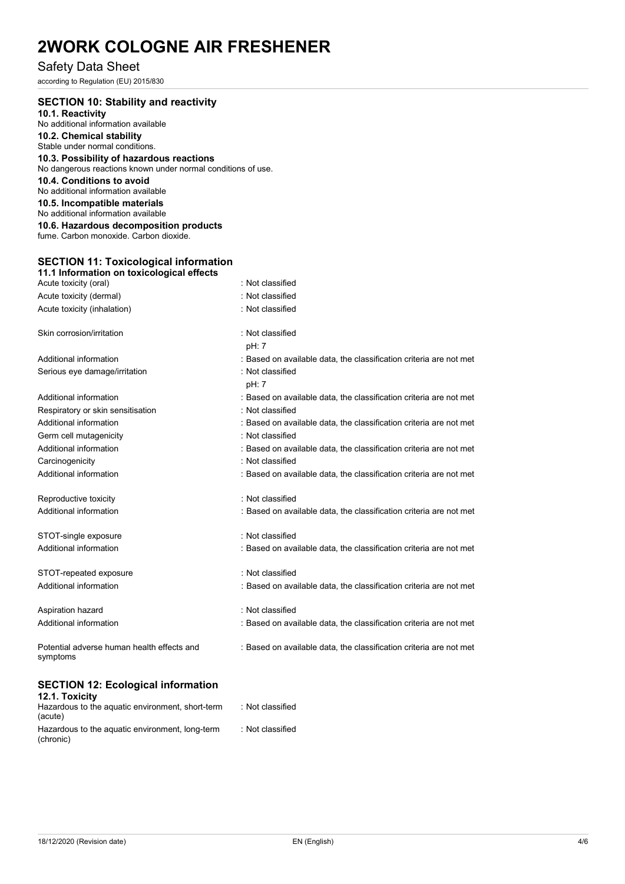## SECTION 10: Stability and reactivity

### 10.1. Reactivity

No additional information available

### 10.2. Chemical stability

Stable under normal conditions.

### 10.3. Possibility of hazardous reactions

No dangerous reactions known under normal conditions of use.

### 10.4. Conditions to avoid

No additional information available

### 10.5. Incompatible materials

No additional information available

### 10.6. Hazardous decomposition products

fume. Carbon monoxide. Carbon dioxide.

## SECTION 11: Toxicological information

### 11.1 Information on toxicological effects

| | |
|---|---|
| Acute toxicity (oral) | : Not classified |
| Acute toxicity (dermal) | : Not classified |
| Acute toxicity (inhalation) | : Not classified |
| Skin corrosion/irritation | : Not classified<br>pH: 7 |
| Additional information | : Based on available data, the classification criteria are not met |
| Serious eye damage/irritation | : Not classified<br>pH: 7 |
| Additional information | : Based on available data, the classification criteria are not met |
| Respiratory or skin sensitisation | : Not classified |
| Additional information | : Based on available data, the classification criteria are not met |
| Germ cell mutagenicity | : Not classified |
| Additional information | : Based on available data, the classification criteria are not met |
| Carcinogenicity | : Not classified |
| Additional information | : Based on available data, the classification criteria are not met |
| Reproductive toxicity | : Not classified |
| Additional information | : Based on available data, the classification criteria are not met |
| STOT-single exposure | : Not classified |
| Additional information | : Based on available data, the classification criteria are not met |
| STOT-repeated exposure | : Not classified |
| Additional information | : Based on available data, the classification criteria are not met |
| Aspiration hazard | : Not classified |
| Additional information | : Based on available data, the classification criteria are not met |
| Potential adverse human health effects and symptoms | : Based on available data, the classification criteria are not met |

## SECTION 12: Ecological information

### 12.1. Toxicity

| | |
|---|---|
| Hazardous to the aquatic environment, short-term (acute) | : Not classified |
| Hazardous to the aquatic environment, long-term (chronic) | : Not classified |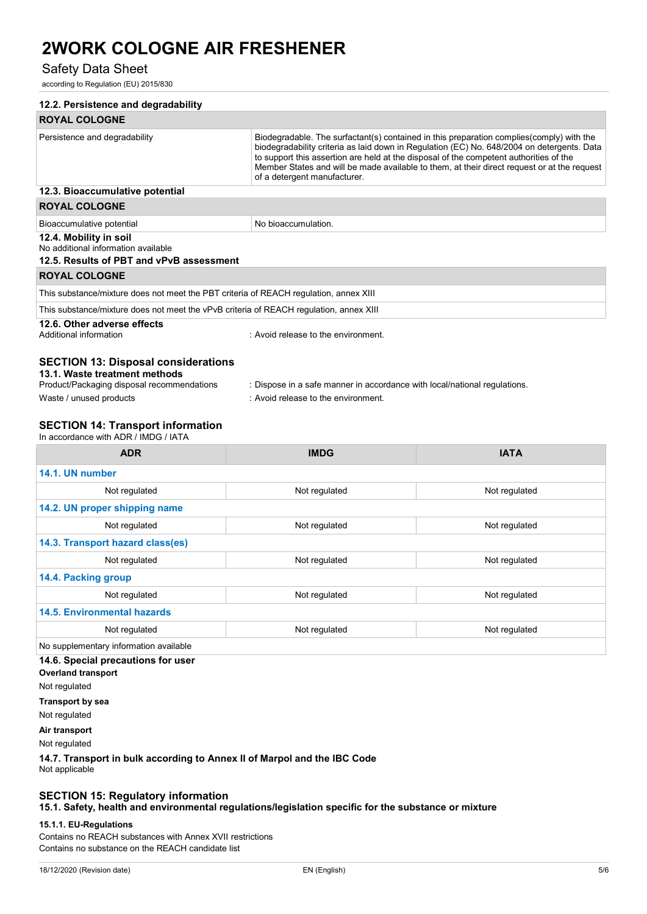### 12.2. Persistence and degradability

| ROYAL COLOGNE | |
|---|---|
| Persistence and degradability | Biodegradable. The surfactant(s) contained in this preparation complies(comply) with the biodegradability criteria as laid down in Regulation (EC) No. 648/2004 on detergents. Data to support this assertion are held at the disposal of the competent authorities of the Member States and will be made available to them, at their direct request or at the request of a detergent manufacturer. |

### 12.3. Bioaccumulative potential

| ROYAL COLOGNE | |
|---|---|
| Bioaccumulative potential | No bioaccumulation. |

### 12.4. Mobility in soil

No additional information available

### 12.5. Results of PBT and vPvB assessment

| ROYAL COLOGNE |
|---|
| This substance/mixture does not meet the PBT criteria of REACH regulation, annex XIII |
| This substance/mixture does not meet the vPvB criteria of REACH regulation, annex XIII |

### 12.6. Other adverse effects

Additional information : Avoid release to the environment.

## SECTION 13: Disposal considerations

### 13.1. Waste treatment methods

Product/Packaging disposal recommendations : Dispose in a safe manner in accordance with local/national regulations.

Waste / unused products : Avoid release to the environment.

## SECTION 14: Transport information

In accordance with ADR / IMDG / IATA

| ADR | IMDG | IATA |
|---|---|---|
| **14.1. UN number** | | |
| Not regulated | Not regulated | Not regulated |
| **14.2. UN proper shipping name** | | |
| Not regulated | Not regulated | Not regulated |
| **14.3. Transport hazard class(es)** | | |
| Not regulated | Not regulated | Not regulated |
| **14.4. Packing group** | | |
| Not regulated | Not regulated | Not regulated |
| **14.5. Environmental hazards** | | |
| Not regulated | Not regulated | Not regulated |
| No supplementary information available | | |

### 14.6. Special precautions for user

**Overland transport**

Not regulated

**Transport by sea**

Not regulated

**Air transport**

Not regulated

### 14.7. Transport in bulk according to Annex II of Marpol and the IBC Code

Not applicable

## SECTION 15: Regulatory information

### 15.1. Safety, health and environmental regulations/legislation specific for the substance or mixture

#### 15.1.1. EU-Regulations

Contains no REACH substances with Annex XVII restrictions

Contains no substance on the REACH candidate list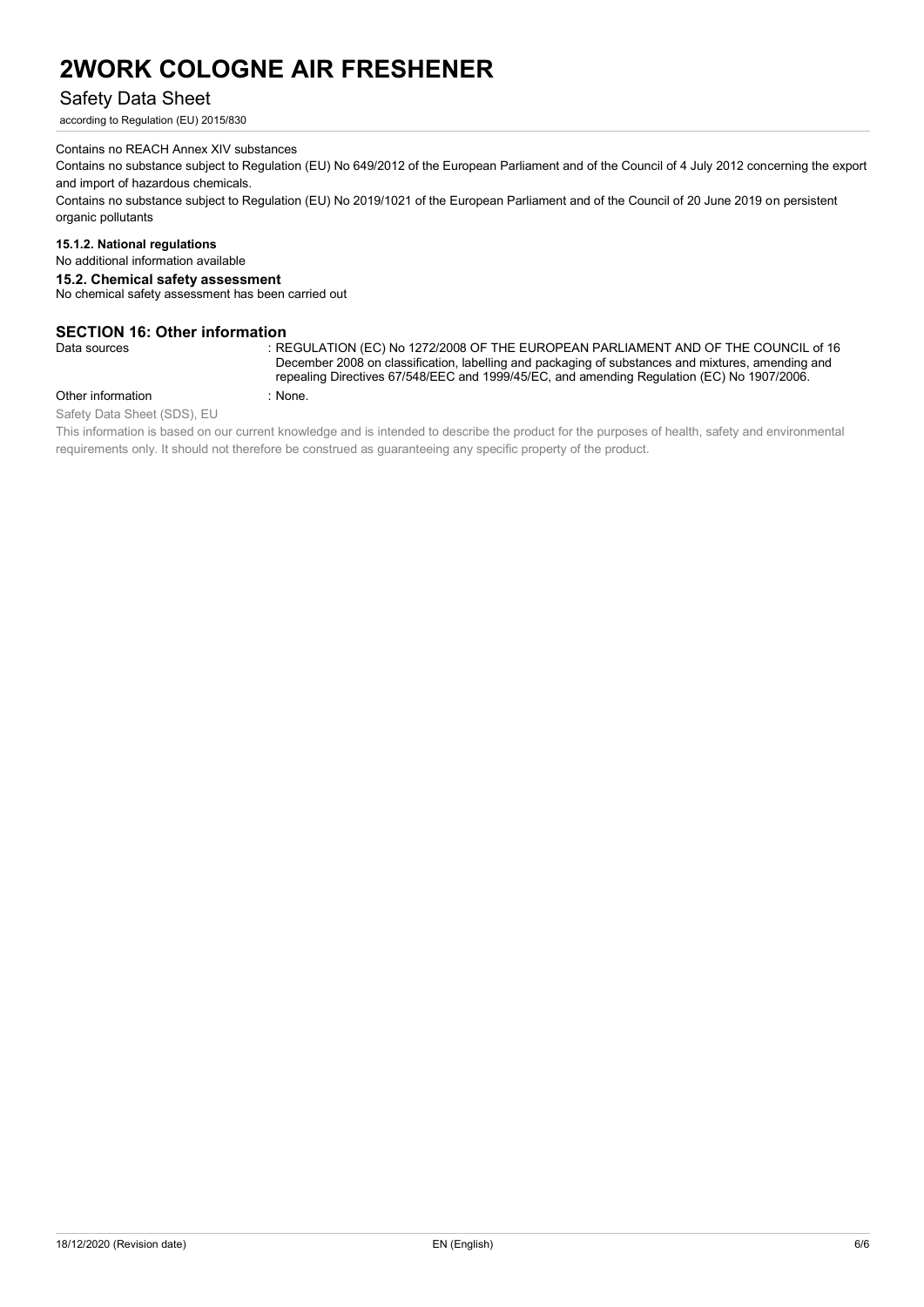Contains no REACH Annex XIV substances

Contains no substance subject to Regulation (EU) No 649/2012 of the European Parliament and of the Council of 4 July 2012 concerning the export and import of hazardous chemicals.

Contains no substance subject to Regulation (EU) No 2019/1021 of the European Parliament and of the Council of 20 June 2019 on persistent organic pollutants

#### 15.1.2. National regulations

No additional information available

### 15.2. Chemical safety assessment

No chemical safety assessment has been carried out

## SECTION 16: Other information

| | |
|---|---|
| Data sources | : REGULATION (EC) No 1272/2008 OF THE EUROPEAN PARLIAMENT AND OF THE COUNCIL of 16 December 2008 on classification, labelling and packaging of substances and mixtures, amending and repealing Directives 67/548/EEC and 1999/45/EC, and amending Regulation (EC) No 1907/2006. |
| Other information | : None. |

Safety Data Sheet (SDS), EU

This information is based on our current knowledge and is intended to describe the product for the purposes of health, safety and environmental requirements only. It should not therefore be construed as guaranteeing any specific property of the product.